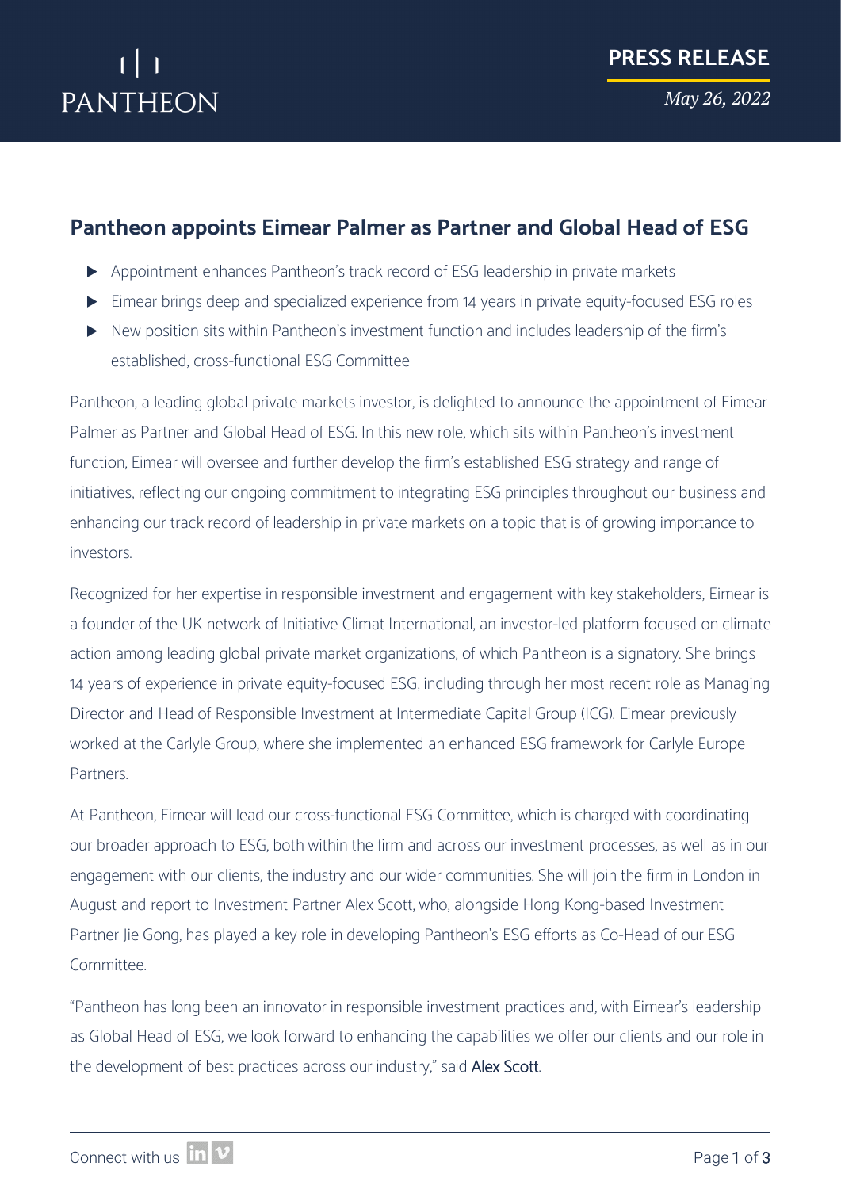PANTHEON

**PRESS RELEASE**

*May 26, 2022*

# Pantheon appoints Eimear Palmer as Partner and Global Head of ESG

- Appointment enhances Pantheon's track record of ESG leadership in private markets
- Eimear brings deep and specialized experience from 14 years in private equity-focused ESG roles
- New position sits within Pantheon's investment function and includes leadership of the firm's established, cross-functional ESG Committee

Pantheon, a leading global private markets investor, is delighted to announce the appointment of Eimear Palmer as Partner and Global Head of ESG. In this new role, which sits within Pantheon's investment function, Eimear will oversee and further develop the firm's established ESG strategy and range of initiatives, reflecting our ongoing commitment to integrating ESG principles throughout our business and enhancing our track record of leadership in private markets on a topic that is of growing importance to investors.

Recognized for her expertise in responsible investment and engagement with key stakeholders, Eimear is a founder of the UK network of Initiative Climat International, an investor-led platform focused on climate action among leading global private market organizations, of which Pantheon is a signatory. She brings 14 years of experience in private equity-focused ESG, including through her most recent role as Managing Director and Head of Responsible Investment at Intermediate Capital Group (ICG). Eimear previously worked at the Carlyle Group, where she implemented an enhanced ESG framework for Carlyle Europe Partners.

At Pantheon, Eimear will lead our cross-functional ESG Committee, which is charged with coordinating our broader approach to ESG, both within the firm and across our investment processes, as well as in our engagement with our clients, the industry and our wider communities. She will join the firm in London in August and report to Investment Partner Alex Scott, who, alongside Hong Kong-based Investment Partner Jie Gong, has played a key role in developing Pantheon's ESG efforts as Co-Head of our ESG Committee.

"Pantheon has long been an innovator in responsible investment practices and, with Eimear's leadership as Global Head of ESG, we look forward to enhancing the capabilities we offer our clients and our role in the development of best practices across our industry," said Alex Scott.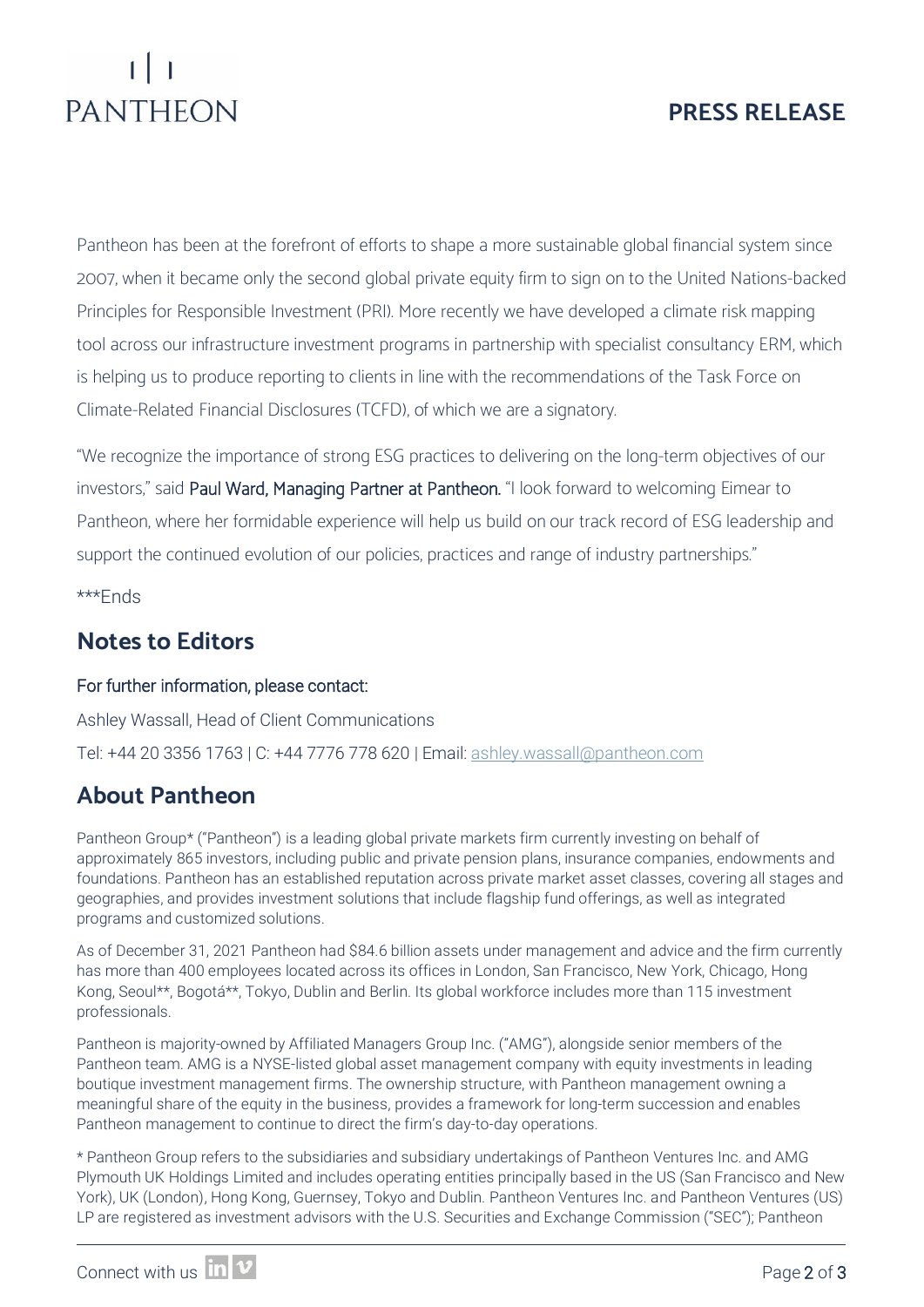Pantheon has been at the forefront of efforts to shape a more sustainable global financial system since 2007, when it became only the second global private equity firm to sign on to the United Nations-backed Principles for Responsible Investment (PRI). More recently we have developed a climate risk mapping tool across our infrastructure investment programs in partnership with specialist consultancy ERM, which is helping us to produce reporting to clients in line with the recommendations of the Task Force on Climate-Related Financial Disclosures (TCFD), of which we are a signatory.

"We recognize the importance of strong ESG practices to delivering on the long-term objectives of our investors," said Paul Ward, Managing Partner at Pantheon. "I look forward to welcoming Eimear to Pantheon, where her formidable experience will help us build on our track record of ESG leadership and support the continued evolution of our policies, practices and range of industry partnerships."

***Ends

## Notes to Editors

For further information, please contact:

Ashley Wassall, Head of Client Communications

Tel: +44 20 3356 1763 | C: +44 7776 778 620 | Email: ashley.wassall@pantheon.com

## About Pantheon

Pantheon Group* ("Pantheon") is a leading global private markets firm currently investing on behalf of approximately 865 investors, including public and private pension plans, insurance companies, endowments and foundations. Pantheon has an established reputation across private market asset classes, covering all stages and geographies, and provides investment solutions that include flagship fund offerings, as well as integrated programs and customized solutions.

As of December 31, 2021 Pantheon had $84.6 billion assets under management and advice and the firm currently has more than 400 employees located across its offices in London, San Francisco, New York, Chicago, Hong Kong, Seoul**, Bogotá**, Tokyo, Dublin and Berlin. Its global workforce includes more than 115 investment professionals.

Pantheon is majority-owned by Affiliated Managers Group Inc. ("AMG"), alongside senior members of the Pantheon team. AMG is a NYSE-listed global asset management company with equity investments in leading boutique investment management firms. The ownership structure, with Pantheon management owning a meaningful share of the equity in the business, provides a framework for long-term succession and enables Pantheon management to continue to direct the firm's day-to-day operations.

* Pantheon Group refers to the subsidiaries and subsidiary undertakings of Pantheon Ventures Inc. and AMG Plymouth UK Holdings Limited and includes operating entities principally based in the US (San Francisco and New York), UK (London), Hong Kong, Guernsey, Tokyo and Dublin. Pantheon Ventures Inc. and Pantheon Ventures (US) LP are registered as investment advisors with the U.S. Securities and Exchange Commission ("SEC"); Pantheon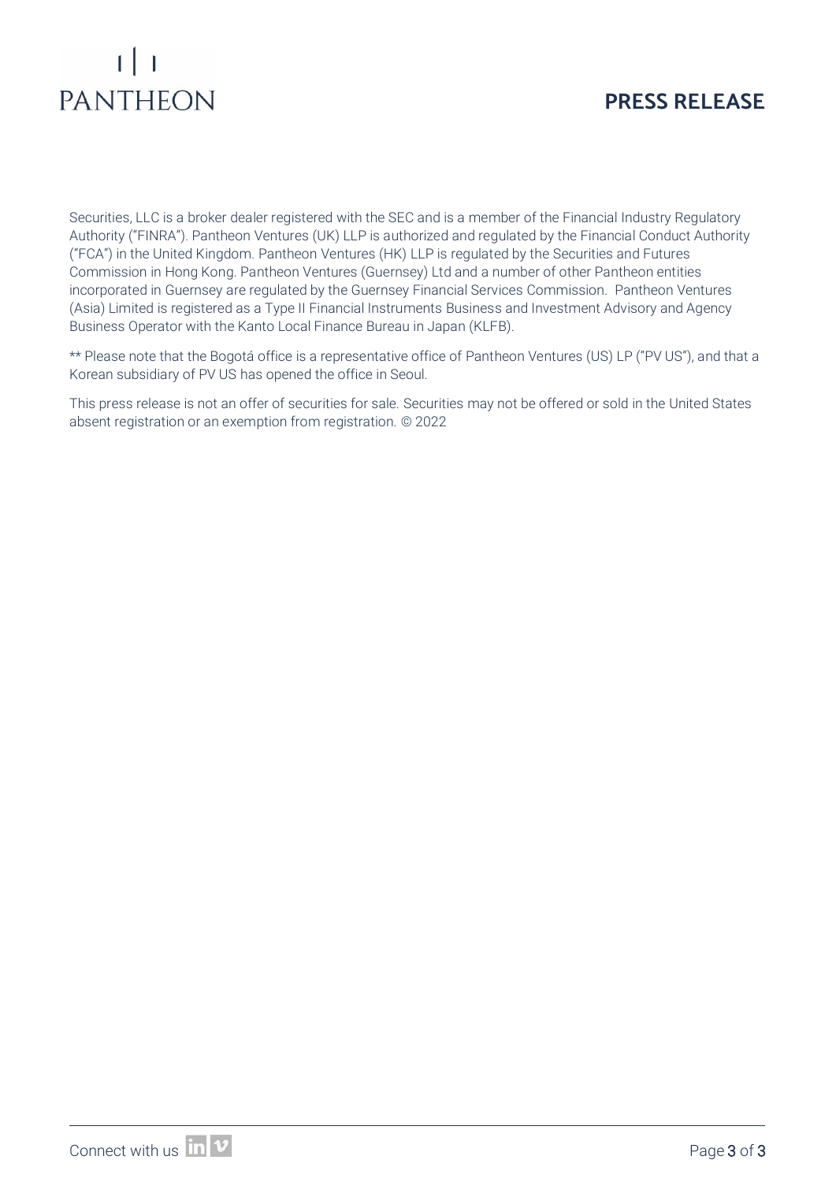Securities, LLC is a broker dealer registered with the SEC and is a member of the Financial Industry Regulatory Authority ("FINRA"). Pantheon Ventures (UK) LLP is authorized and regulated by the Financial Conduct Authority ("FCA") in the United Kingdom. Pantheon Ventures (HK) LLP is regulated by the Securities and Futures Commission in Hong Kong. Pantheon Ventures (Guernsey) Ltd and a number of other Pantheon entities incorporated in Guernsey are regulated by the Guernsey Financial Services Commission. Pantheon Ventures (Asia) Limited is registered as a Type II Financial Instruments Business and Investment Advisory and Agency Business Operator with the Kanto Local Finance Bureau in Japan (KLFB).

** Please note that the Bogotá office is a representative office of Pantheon Ventures (US) LP ("PV US"), and that a Korean subsidiary of PV US has opened the office in Seoul.

This press release is not an offer of securities for sale. Securities may not be offered or sold in the United States absent registration or an exemption from registration. © 2022